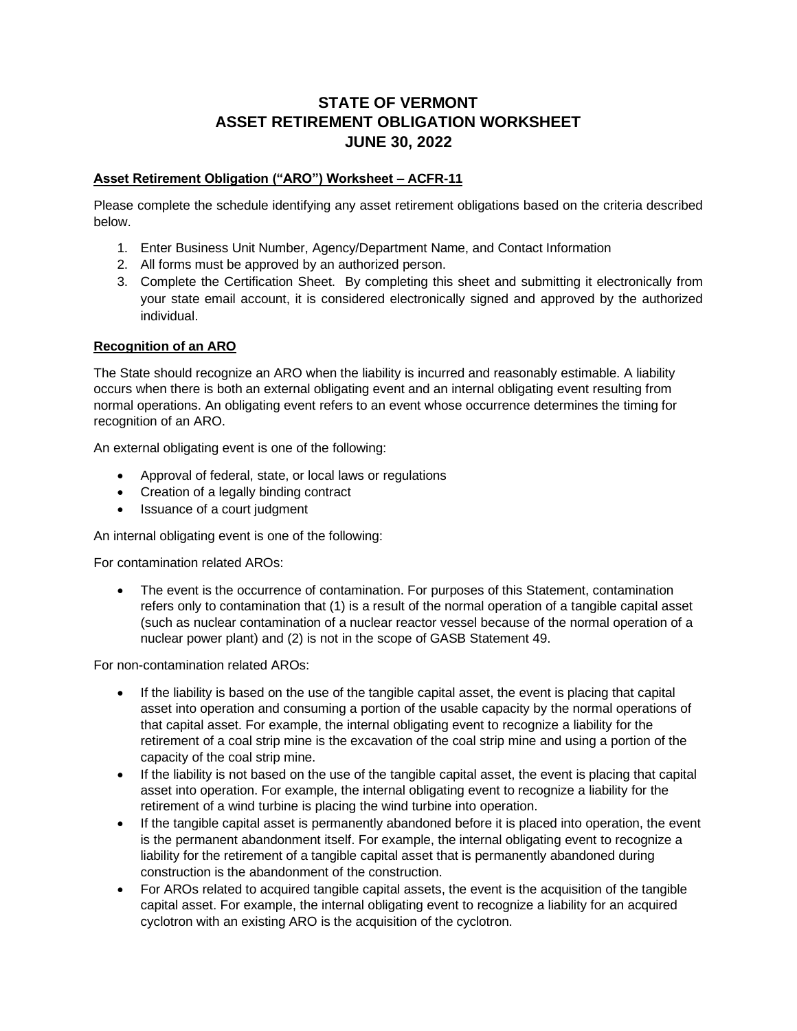# STATE OF VERMONT
# ASSET RETIREMENT OBLIGATION WORKSHEET
# JUNE 30, 2022

**Asset Retirement Obligation ("ARO") Worksheet – ACFR-11**

Please complete the schedule identifying any asset retirement obligations based on the criteria described below.

1. Enter Business Unit Number, Agency/Department Name, and Contact Information
2. All forms must be approved by an authorized person.
3. Complete the Certification Sheet. By completing this sheet and submitting it electronically from your state email account, it is considered electronically signed and approved by the authorized individual.

**Recognition of an ARO**

The State should recognize an ARO when the liability is incurred and reasonably estimable. A liability occurs when there is both an external obligating event and an internal obligating event resulting from normal operations. An obligating event refers to an event whose occurrence determines the timing for recognition of an ARO.

An external obligating event is one of the following:

- Approval of federal, state, or local laws or regulations
- Creation of a legally binding contract
- Issuance of a court judgment

An internal obligating event is one of the following:

For contamination related AROs:

- The event is the occurrence of contamination. For purposes of this Statement, contamination refers only to contamination that (1) is a result of the normal operation of a tangible capital asset (such as nuclear contamination of a nuclear reactor vessel because of the normal operation of a nuclear power plant) and (2) is not in the scope of GASB Statement 49.

For non-contamination related AROs:

- If the liability is based on the use of the tangible capital asset, the event is placing that capital asset into operation and consuming a portion of the usable capacity by the normal operations of that capital asset. For example, the internal obligating event to recognize a liability for the retirement of a coal strip mine is the excavation of the coal strip mine and using a portion of the capacity of the coal strip mine.
- If the liability is not based on the use of the tangible capital asset, the event is placing that capital asset into operation. For example, the internal obligating event to recognize a liability for the retirement of a wind turbine is placing the wind turbine into operation.
- If the tangible capital asset is permanently abandoned before it is placed into operation, the event is the permanent abandonment itself. For example, the internal obligating event to recognize a liability for the retirement of a tangible capital asset that is permanently abandoned during construction is the abandonment of the construction.
- For AROs related to acquired tangible capital assets, the event is the acquisition of the tangible capital asset. For example, the internal obligating event to recognize a liability for an acquired cyclotron with an existing ARO is the acquisition of the cyclotron.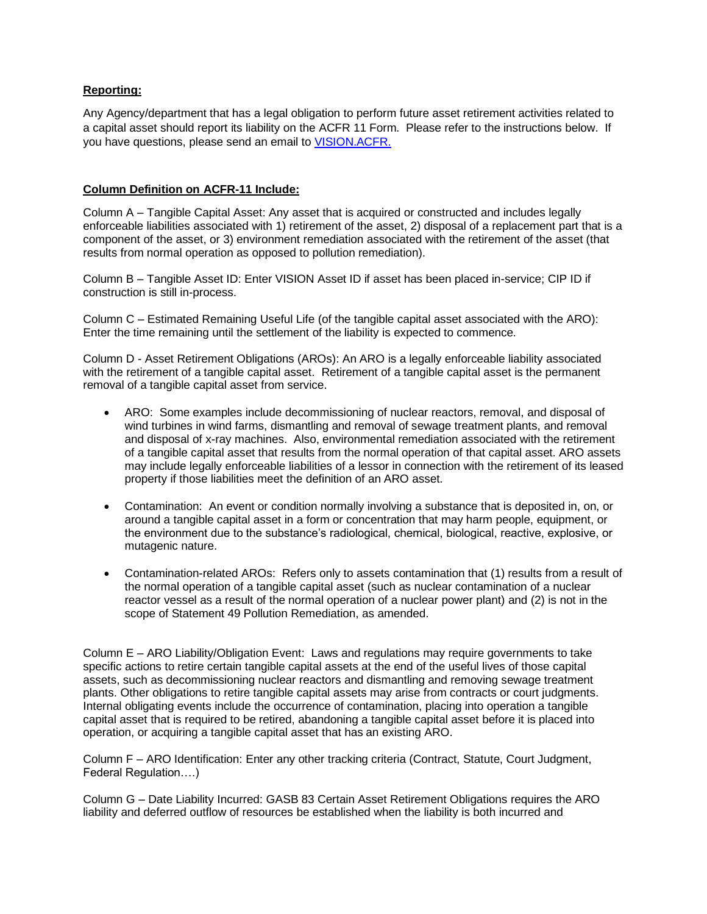**Reporting:**

Any Agency/department that has a legal obligation to perform future asset retirement activities related to a capital asset should report its liability on the ACFR 11 Form. Please refer to the instructions below. If you have questions, please send an email to [VISION.ACFR.](VISION.ACFR.)

**Column Definition on ACFR-11 Include:**

Column A – Tangible Capital Asset: Any asset that is acquired or constructed and includes legally enforceable liabilities associated with 1) retirement of the asset, 2) disposal of a replacement part that is a component of the asset, or 3) environment remediation associated with the retirement of the asset (that results from normal operation as opposed to pollution remediation).

Column B – Tangible Asset ID: Enter VISION Asset ID if asset has been placed in-service; CIP ID if construction is still in-process.

Column C – Estimated Remaining Useful Life (of the tangible capital asset associated with the ARO): Enter the time remaining until the settlement of the liability is expected to commence.

Column D - Asset Retirement Obligations (AROs): An ARO is a legally enforceable liability associated with the retirement of a tangible capital asset. Retirement of a tangible capital asset is the permanent removal of a tangible capital asset from service.

- ARO: Some examples include decommissioning of nuclear reactors, removal, and disposal of wind turbines in wind farms, dismantling and removal of sewage treatment plants, and removal and disposal of x-ray machines. Also, environmental remediation associated with the retirement of a tangible capital asset that results from the normal operation of that capital asset. ARO assets may include legally enforceable liabilities of a lessor in connection with the retirement of its leased property if those liabilities meet the definition of an ARO asset.

- Contamination: An event or condition normally involving a substance that is deposited in, on, or around a tangible capital asset in a form or concentration that may harm people, equipment, or the environment due to the substance's radiological, chemical, biological, reactive, explosive, or mutagenic nature.

- Contamination-related AROs: Refers only to assets contamination that (1) results from a result of the normal operation of a tangible capital asset (such as nuclear contamination of a nuclear reactor vessel as a result of the normal operation of a nuclear power plant) and (2) is not in the scope of Statement 49 Pollution Remediation, as amended.

Column E – ARO Liability/Obligation Event: Laws and regulations may require governments to take specific actions to retire certain tangible capital assets at the end of the useful lives of those capital assets, such as decommissioning nuclear reactors and dismantling and removing sewage treatment plants. Other obligations to retire tangible capital assets may arise from contracts or court judgments. Internal obligating events include the occurrence of contamination, placing into operation a tangible capital asset that is required to be retired, abandoning a tangible capital asset before it is placed into operation, or acquiring a tangible capital asset that has an existing ARO.

Column F – ARO Identification: Enter any other tracking criteria (Contract, Statute, Court Judgment, Federal Regulation….)

Column G – Date Liability Incurred: GASB 83 Certain Asset Retirement Obligations requires the ARO liability and deferred outflow of resources be established when the liability is both incurred and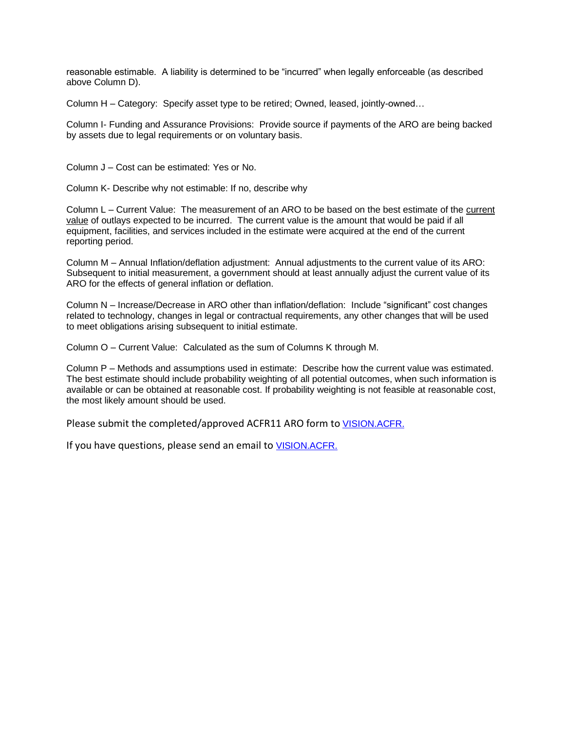reasonable estimable. A liability is determined to be "incurred" when legally enforceable (as described above Column D).

Column H – Category: Specify asset type to be retired; Owned, leased, jointly-owned…

Column I- Funding and Assurance Provisions: Provide source if payments of the ARO are being backed by assets due to legal requirements or on voluntary basis.

Column J – Cost can be estimated: Yes or No.

Column K- Describe why not estimable: If no, describe why

Column L – Current Value: The measurement of an ARO to be based on the best estimate of the current value of outlays expected to be incurred. The current value is the amount that would be paid if all equipment, facilities, and services included in the estimate were acquired at the end of the current reporting period.

Column M – Annual Inflation/deflation adjustment: Annual adjustments to the current value of its ARO: Subsequent to initial measurement, a government should at least annually adjust the current value of its ARO for the effects of general inflation or deflation.

Column N – Increase/Decrease in ARO other than inflation/deflation: Include "significant" cost changes related to technology, changes in legal or contractual requirements, any other changes that will be used to meet obligations arising subsequent to initial estimate.

Column O – Current Value: Calculated as the sum of Columns K through M.

Column P – Methods and assumptions used in estimate: Describe how the current value was estimated. The best estimate should include probability weighting of all potential outcomes, when such information is available or can be obtained at reasonable cost. If probability weighting is not feasible at reasonable cost, the most likely amount should be used.

Please submit the completed/approved ACFR11 ARO form to [VISION.ACFR.](VISION.ACFR.)

If you have questions, please send an email to [VISION.ACFR.](VISION.ACFR.)